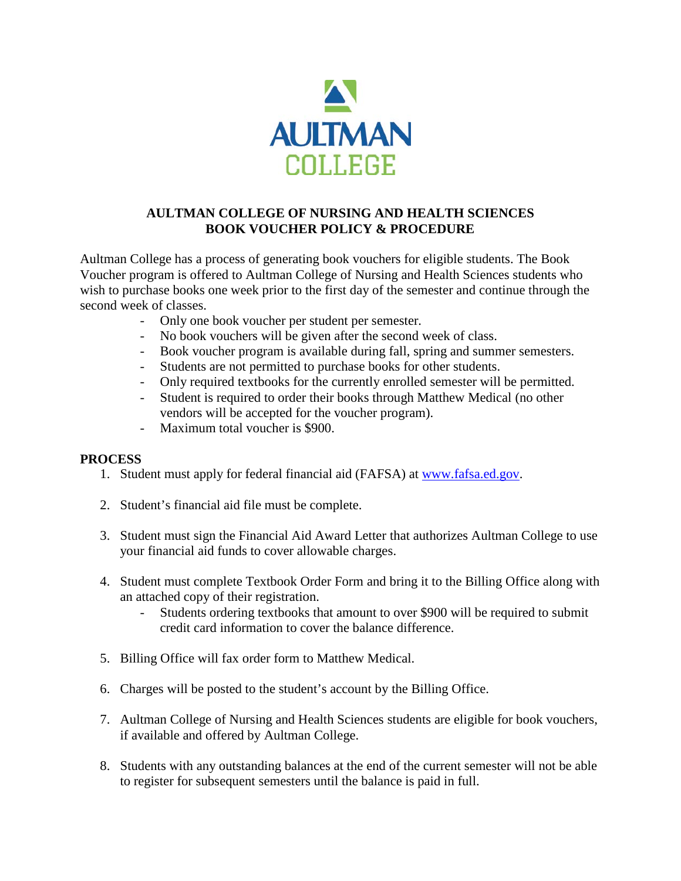AULTMAN
COLLEGE

# AULTMAN COLLEGE OF NURSING AND HEALTH SCIENCES
# BOOK VOUCHER POLICY & PROCEDURE

Aultman College has a process of generating book vouchers for eligible students. The Book Voucher program is offered to Aultman College of Nursing and Health Sciences students who wish to purchase books one week prior to the first day of the semester and continue through the second week of classes.

- Only one book voucher per student per semester.
- No book vouchers will be given after the second week of class.
- Book voucher program is available during fall, spring and summer semesters.
- Students are not permitted to purchase books for other students.
- Only required textbooks for the currently enrolled semester will be permitted.
- Student is required to order their books through Matthew Medical (no other vendors will be accepted for the voucher program).
- Maximum total voucher is $900.

## PROCESS

1. Student must apply for federal financial aid (FAFSA) at [www.fafsa.ed.gov](www.fafsa.ed.gov).

2. Student's financial aid file must be complete.

3. Student must sign the Financial Aid Award Letter that authorizes Aultman College to use your financial aid funds to cover allowable charges.

4. Student must complete Textbook Order Form and bring it to the Billing Office along with an attached copy of their registration.
   - Students ordering textbooks that amount to over $900 will be required to submit credit card information to cover the balance difference.

5. Billing Office will fax order form to Matthew Medical.

6. Charges will be posted to the student's account by the Billing Office.

7. Aultman College of Nursing and Health Sciences students are eligible for book vouchers, if available and offered by Aultman College.

8. Students with any outstanding balances at the end of the current semester will not be able to register for subsequent semesters until the balance is paid in full.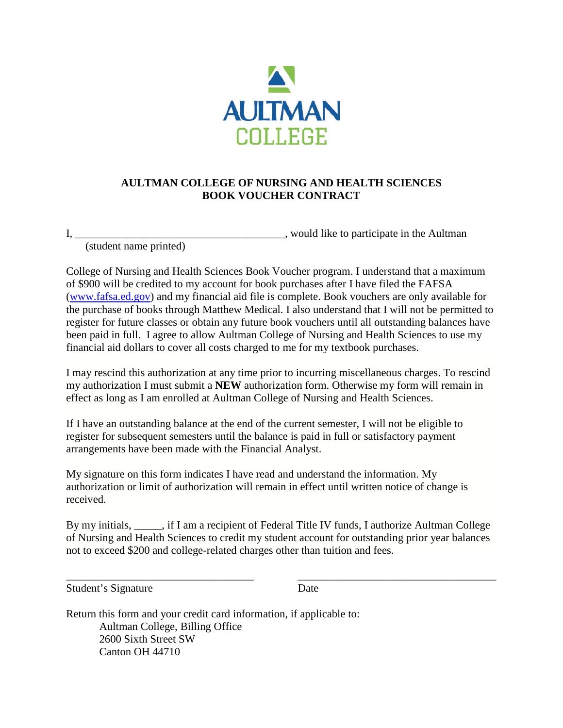AULTMAN
COLLEGE

**AULTMAN COLLEGE OF NURSING AND HEALTH SCIENCES**
**BOOK VOUCHER CONTRACT**

I, ______________________________________, would like to participate in the Aultman
(student name printed)

College of Nursing and Health Sciences Book Voucher program. I understand that a maximum of $900 will be credited to my account for book purchases after I have filed the FAFSA (www.fafsa.ed.gov) and my financial aid file is complete. Book vouchers are only available for the purchase of books through Matthew Medical. I also understand that I will not be permitted to register for future classes or obtain any future book vouchers until all outstanding balances have been paid in full. I agree to allow Aultman College of Nursing and Health Sciences to use my financial aid dollars to cover all costs charged to me for my textbook purchases.

I may rescind this authorization at any time prior to incurring miscellaneous charges. To rescind my authorization I must submit a **NEW** authorization form. Otherwise my form will remain in effect as long as I am enrolled at Aultman College of Nursing and Health Sciences.

If I have an outstanding balance at the end of the current semester, I will not be eligible to register for subsequent semesters until the balance is paid in full or satisfactory payment arrangements have been made with the Financial Analyst.

My signature on this form indicates I have read and understand the information. My authorization or limit of authorization will remain in effect until written notice of change is received.

By my initials, _____, if I am a recipient of Federal Title IV funds, I authorize Aultman College of Nursing and Health Sciences to credit my student account for outstanding prior year balances not to exceed $200 and college-related charges other than tuition and fees.

___________________________________ ___________________________________
Student's Signature Date

Return this form and your credit card information, if applicable to:
Aultman College, Billing Office
2600 Sixth Street SW
Canton OH 44710